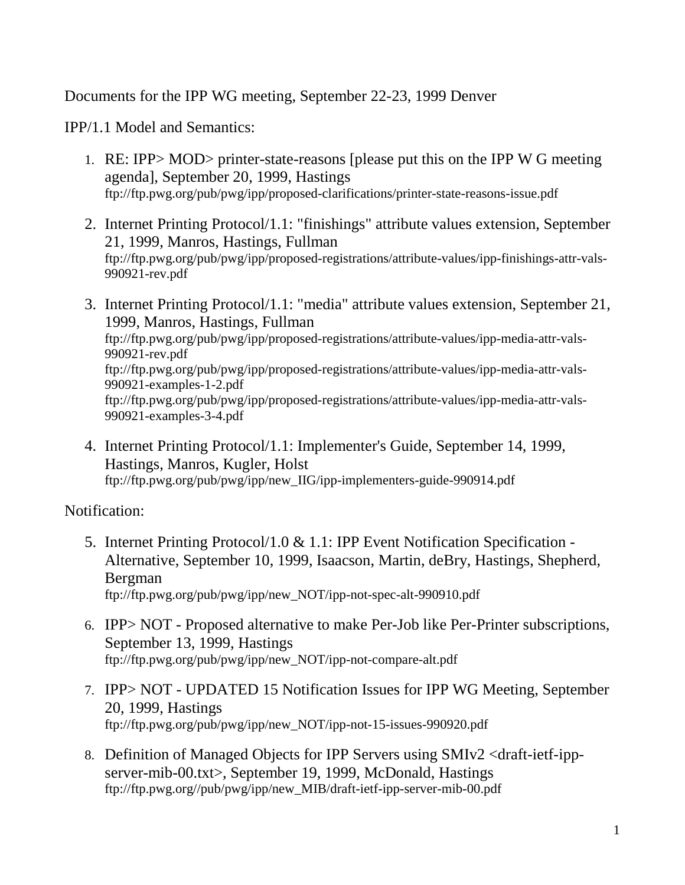Documents for the IPP WG meeting, September 22-23, 1999 Denver

IPP/1.1 Model and Semantics:

1. RE: IPP> MOD> printer-state-reasons [please put this on the IPP W G meeting agenda], September 20, 1999, Hastings
   ftp://ftp.pwg.org/pub/pwg/ipp/proposed-clarifications/printer-state-reasons-issue.pdf

2. Internet Printing Protocol/1.1: "finishings" attribute values extension, September 21, 1999, Manros, Hastings, Fullman
   ftp://ftp.pwg.org/pub/pwg/ipp/proposed-registrations/attribute-values/ipp-finishings-attr-vals-990921-rev.pdf

3. Internet Printing Protocol/1.1: "media" attribute values extension, September 21, 1999, Manros, Hastings, Fullman
   ftp://ftp.pwg.org/pub/pwg/ipp/proposed-registrations/attribute-values/ipp-media-attr-vals-990921-rev.pdf
   ftp://ftp.pwg.org/pub/pwg/ipp/proposed-registrations/attribute-values/ipp-media-attr-vals-990921-examples-1-2.pdf
   ftp://ftp.pwg.org/pub/pwg/ipp/proposed-registrations/attribute-values/ipp-media-attr-vals-990921-examples-3-4.pdf

4. Internet Printing Protocol/1.1: Implementer's Guide, September 14, 1999, Hastings, Manros, Kugler, Holst
   ftp://ftp.pwg.org/pub/pwg/ipp/new_IIG/ipp-implementers-guide-990914.pdf

Notification:

5. Internet Printing Protocol/1.0 & 1.1: IPP Event Notification Specification - Alternative, September 10, 1999, Isaacson, Martin, deBry, Hastings, Shepherd, Bergman
   ftp://ftp.pwg.org/pub/pwg/ipp/new_NOT/ipp-not-spec-alt-990910.pdf

6. IPP> NOT - Proposed alternative to make Per-Job like Per-Printer subscriptions, September 13, 1999, Hastings
   ftp://ftp.pwg.org/pub/pwg/ipp/new_NOT/ipp-not-compare-alt.pdf

7. IPP> NOT - UPDATED 15 Notification Issues for IPP WG Meeting, September 20, 1999, Hastings
   ftp://ftp.pwg.org/pub/pwg/ipp/new_NOT/ipp-not-15-issues-990920.pdf

8. Definition of Managed Objects for IPP Servers using SMIv2 <draft-ietf-ipp-server-mib-00.txt>, September 19, 1999, McDonald, Hastings
   ftp://ftp.pwg.org//pub/pwg/ipp/new_MIB/draft-ietf-ipp-server-mib-00.pdf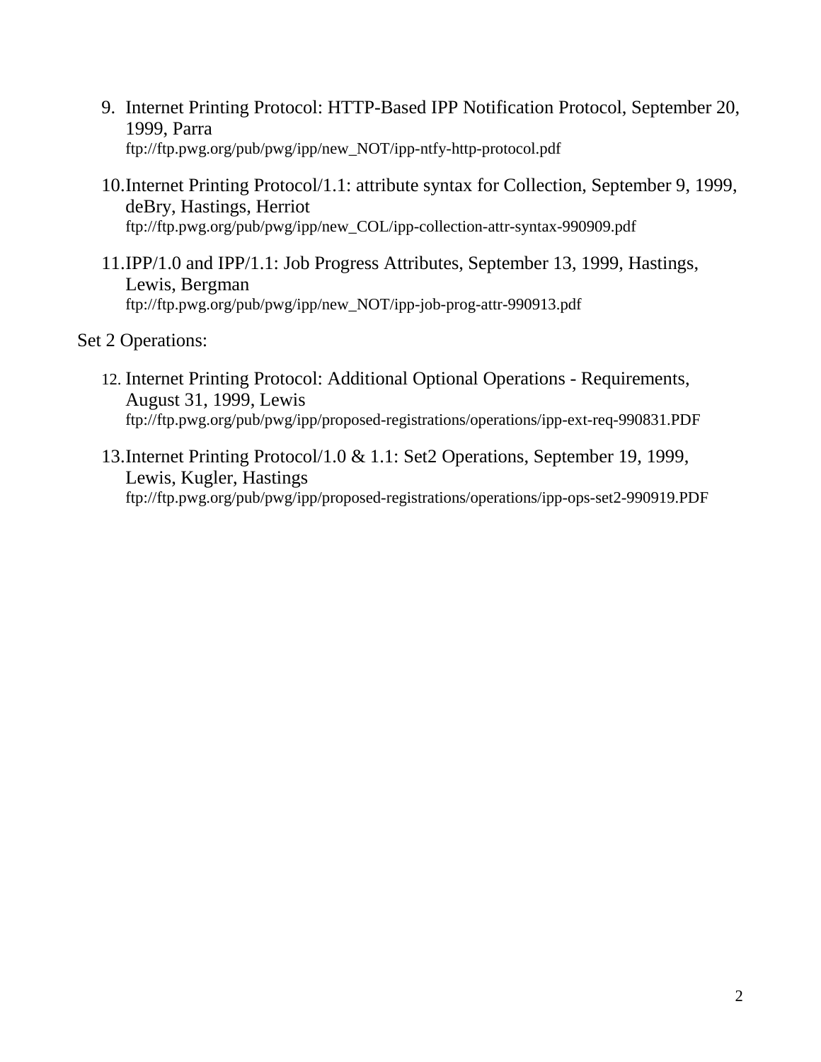9. Internet Printing Protocol: HTTP-Based IPP Notification Protocol, September 20, 1999, Parra
   ftp://ftp.pwg.org/pub/pwg/ipp/new_NOT/ipp-ntfy-http-protocol.pdf

10. Internet Printing Protocol/1.1: attribute syntax for Collection, September 9, 1999, deBry, Hastings, Herriot
    ftp://ftp.pwg.org/pub/pwg/ipp/new_COL/ipp-collection-attr-syntax-990909.pdf

11. IPP/1.0 and IPP/1.1: Job Progress Attributes, September 13, 1999, Hastings, Lewis, Bergman
    ftp://ftp.pwg.org/pub/pwg/ipp/new_NOT/ipp-job-prog-attr-990913.pdf

Set 2 Operations:

12. Internet Printing Protocol: Additional Optional Operations - Requirements, August 31, 1999, Lewis
    ftp://ftp.pwg.org/pub/pwg/ipp/proposed-registrations/operations/ipp-ext-req-990831.PDF

13. Internet Printing Protocol/1.0 & 1.1: Set2 Operations, September 19, 1999, Lewis, Kugler, Hastings
    ftp://ftp.pwg.org/pub/pwg/ipp/proposed-registrations/operations/ipp-ops-set2-990919.PDF